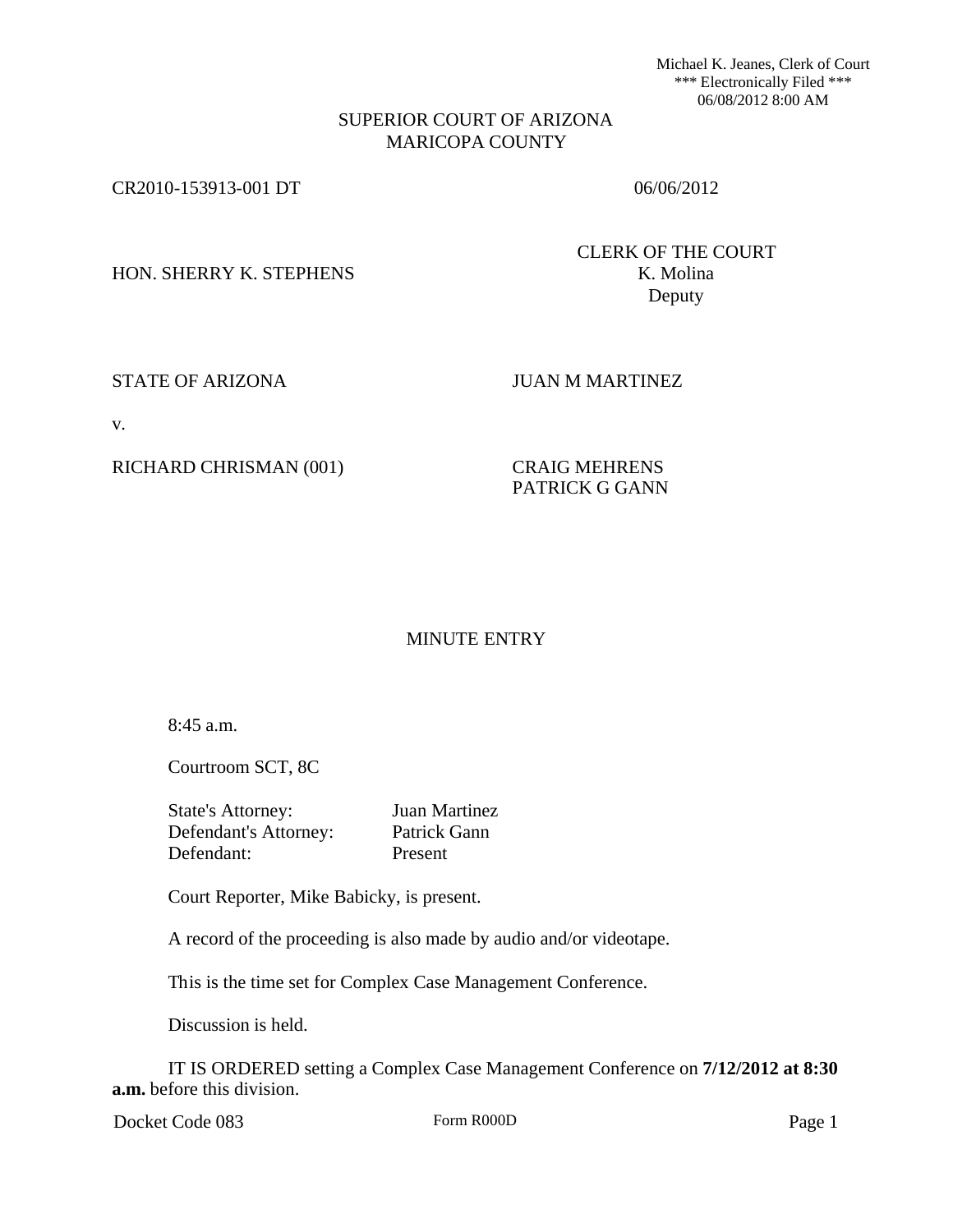Michael K. Jeanes, Clerk of Court
*** Electronically Filed ***
06/08/2012 8:00 AM

SUPERIOR COURT OF ARIZONA
MARICOPA COUNTY

CR2010-153913-001 DT 06/06/2012

HON. SHERRY K. STEPHENS

CLERK OF THE COURT
K. Molina
Deputy

STATE OF ARIZONA

v.

RICHARD CHRISMAN (001)

JUAN M MARTINEZ

CRAIG MEHRENS
PATRICK G GANN

MINUTE ENTRY

8:45 a.m.

Courtroom SCT, 8C

State's Attorney: Juan Martinez
Defendant's Attorney: Patrick Gann
Defendant: Present

Court Reporter, Mike Babicky, is present.

A record of the proceeding is also made by audio and/or videotape.

This is the time set for Complex Case Management Conference.

Discussion is held.

IT IS ORDERED setting a Complex Case Management Conference on **7/12/2012 at 8:30 a.m.** before this division.

Docket Code 083 Form R000D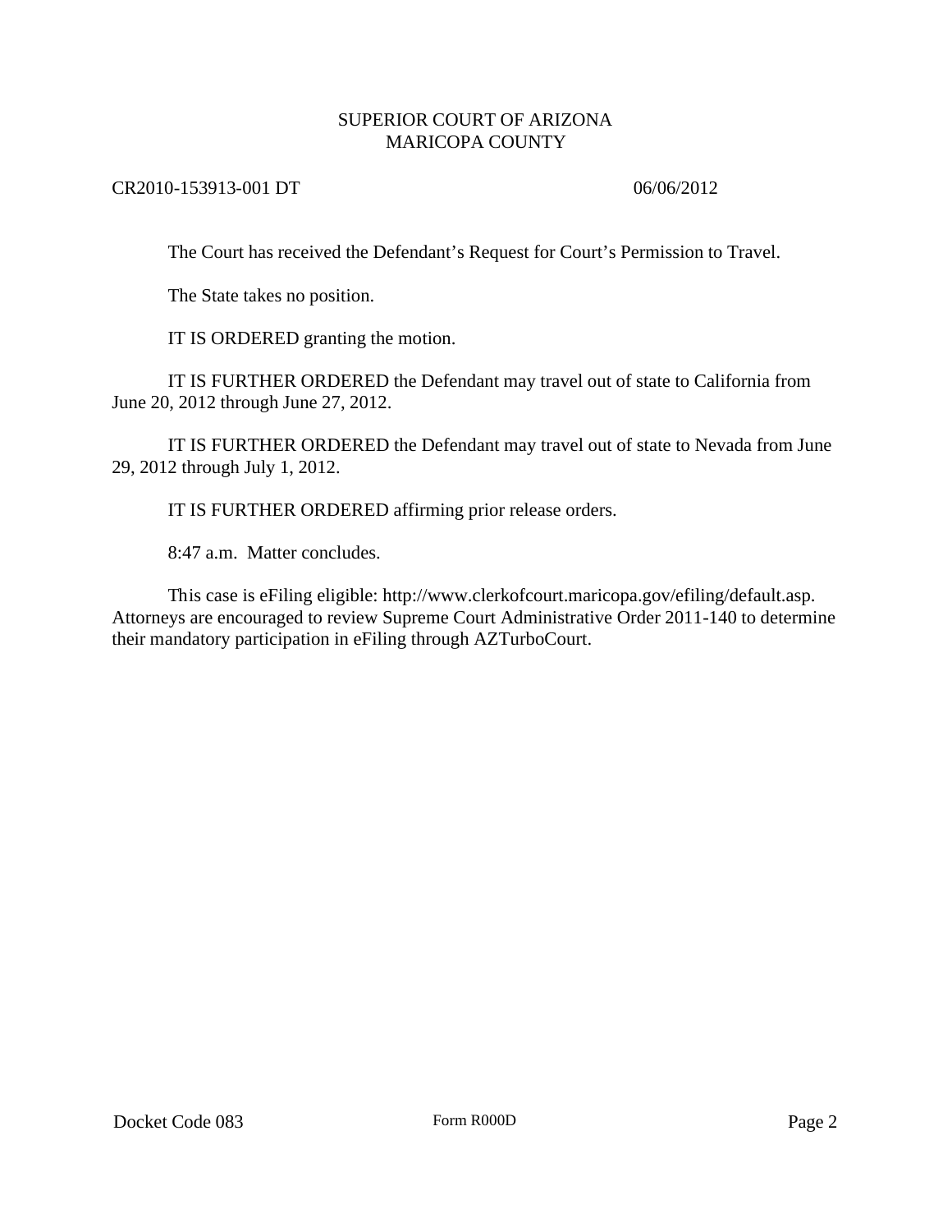SUPERIOR COURT OF ARIZONA
MARICOPA COUNTY

CR2010-153913-001 DT 06/06/2012

The Court has received the Defendant's Request for Court's Permission to Travel.

The State takes no position.

IT IS ORDERED granting the motion.

IT IS FURTHER ORDERED the Defendant may travel out of state to California from June 20, 2012 through June 27, 2012.

IT IS FURTHER ORDERED the Defendant may travel out of state to Nevada from June 29, 2012 through July 1, 2012.

IT IS FURTHER ORDERED affirming prior release orders.

8:47 a.m. Matter concludes.

This case is eFiling eligible: http://www.clerkofcourt.maricopa.gov/efiling/default.asp. Attorneys are encouraged to review Supreme Court Administrative Order 2011-140 to determine their mandatory participation in eFiling through AZTurboCourt.

Docket Code 083 Form R000D